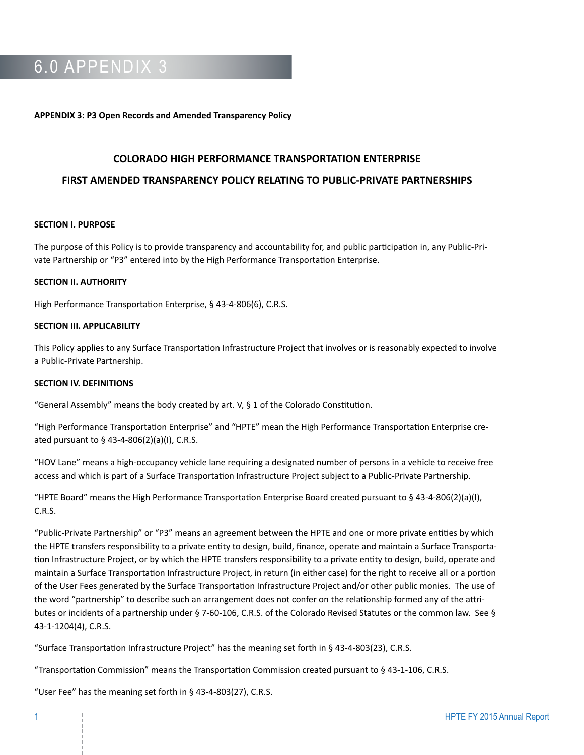# 6.0 APPENDIX 3

**APPENDIX 3: P3 Open Records and Amended Transparency Policy**

## COLORADO HIGH PERFORMANCE TRANSPORTATION ENTERPRISE

## FIRST AMENDED TRANSPARENCY POLICY RELATING TO PUBLIC-PRIVATE PARTNERSHIPS

**SECTION I. PURPOSE**

The purpose of this Policy is to provide transparency and accountability for, and public participation in, any Public-Private Partnership or "P3" entered into by the High Performance Transportation Enterprise.

**SECTION II. AUTHORITY**

High Performance Transportation Enterprise, § 43-4-806(6), C.R.S.

**SECTION III. APPLICABILITY**

This Policy applies to any Surface Transportation Infrastructure Project that involves or is reasonably expected to involve a Public-Private Partnership.

**SECTION IV. DEFINITIONS**

"General Assembly" means the body created by art. V, § 1 of the Colorado Constitution.

"High Performance Transportation Enterprise" and "HPTE" mean the High Performance Transportation Enterprise created pursuant to § 43-4-806(2)(a)(I), C.R.S.

"HOV Lane" means a high-occupancy vehicle lane requiring a designated number of persons in a vehicle to receive free access and which is part of a Surface Transportation Infrastructure Project subject to a Public-Private Partnership.

"HPTE Board" means the High Performance Transportation Enterprise Board created pursuant to § 43-4-806(2)(a)(I), C.R.S.

"Public-Private Partnership" or "P3" means an agreement between the HPTE and one or more private entities by which the HPTE transfers responsibility to a private entity to design, build, finance, operate and maintain a Surface Transportation Infrastructure Project, or by which the HPTE transfers responsibility to a private entity to design, build, operate and maintain a Surface Transportation Infrastructure Project, in return (in either case) for the right to receive all or a portion of the User Fees generated by the Surface Transportation Infrastructure Project and/or other public monies. The use of the word "partnership" to describe such an arrangement does not confer on the relationship formed any of the attributes or incidents of a partnership under § 7-60-106, C.R.S. of the Colorado Revised Statutes or the common law. See § 43-1-1204(4), C.R.S.

"Surface Transportation Infrastructure Project" has the meaning set forth in § 43-4-803(23), C.R.S.

"Transportation Commission" means the Transportation Commission created pursuant to § 43-1-106, C.R.S.

"User Fee" has the meaning set forth in § 43-4-803(27), C.R.S.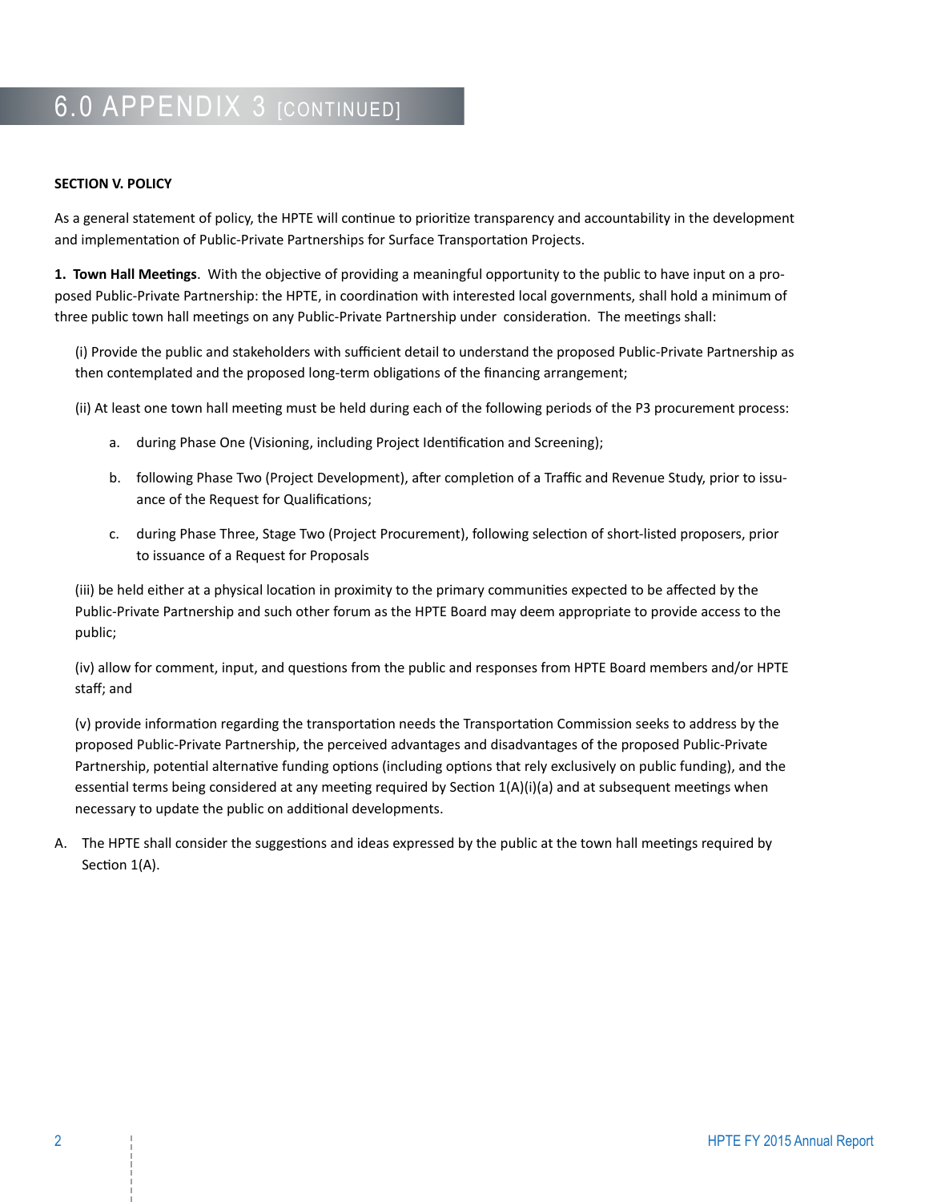# 6.0 APPENDIX 3 [CONTINUED]

**SECTION V. POLICY**

As a general statement of policy, the HPTE will continue to prioritize transparency and accountability in the development and implementation of Public-Private Partnerships for Surface Transportation Projects.

**1. Town Hall Meetings**. With the objective of providing a meaningful opportunity to the public to have input on a proposed Public-Private Partnership: the HPTE, in coordination with interested local governments, shall hold a minimum of three public town hall meetings on any Public-Private Partnership under consideration. The meetings shall:

(i) Provide the public and stakeholders with sufficient detail to understand the proposed Public-Private Partnership as then contemplated and the proposed long-term obligations of the financing arrangement;

(ii) At least one town hall meeting must be held during each of the following periods of the P3 procurement process:

   a. during Phase One (Visioning, including Project Identification and Screening);

   b. following Phase Two (Project Development), after completion of a Traffic and Revenue Study, prior to issuance of the Request for Qualifications;

   c. during Phase Three, Stage Two (Project Procurement), following selection of short-listed proposers, prior to issuance of a Request for Proposals

(iii) be held either at a physical location in proximity to the primary communities expected to be affected by the Public-Private Partnership and such other forum as the HPTE Board may deem appropriate to provide access to the public;

(iv) allow for comment, input, and questions from the public and responses from HPTE Board members and/or HPTE staff; and

(v) provide information regarding the transportation needs the Transportation Commission seeks to address by the proposed Public-Private Partnership, the perceived advantages and disadvantages of the proposed Public-Private Partnership, potential alternative funding options (including options that rely exclusively on public funding), and the essential terms being considered at any meeting required by Section 1(A)(i)(a) and at subsequent meetings when necessary to update the public on additional developments.

A. The HPTE shall consider the suggestions and ideas expressed by the public at the town hall meetings required by Section 1(A).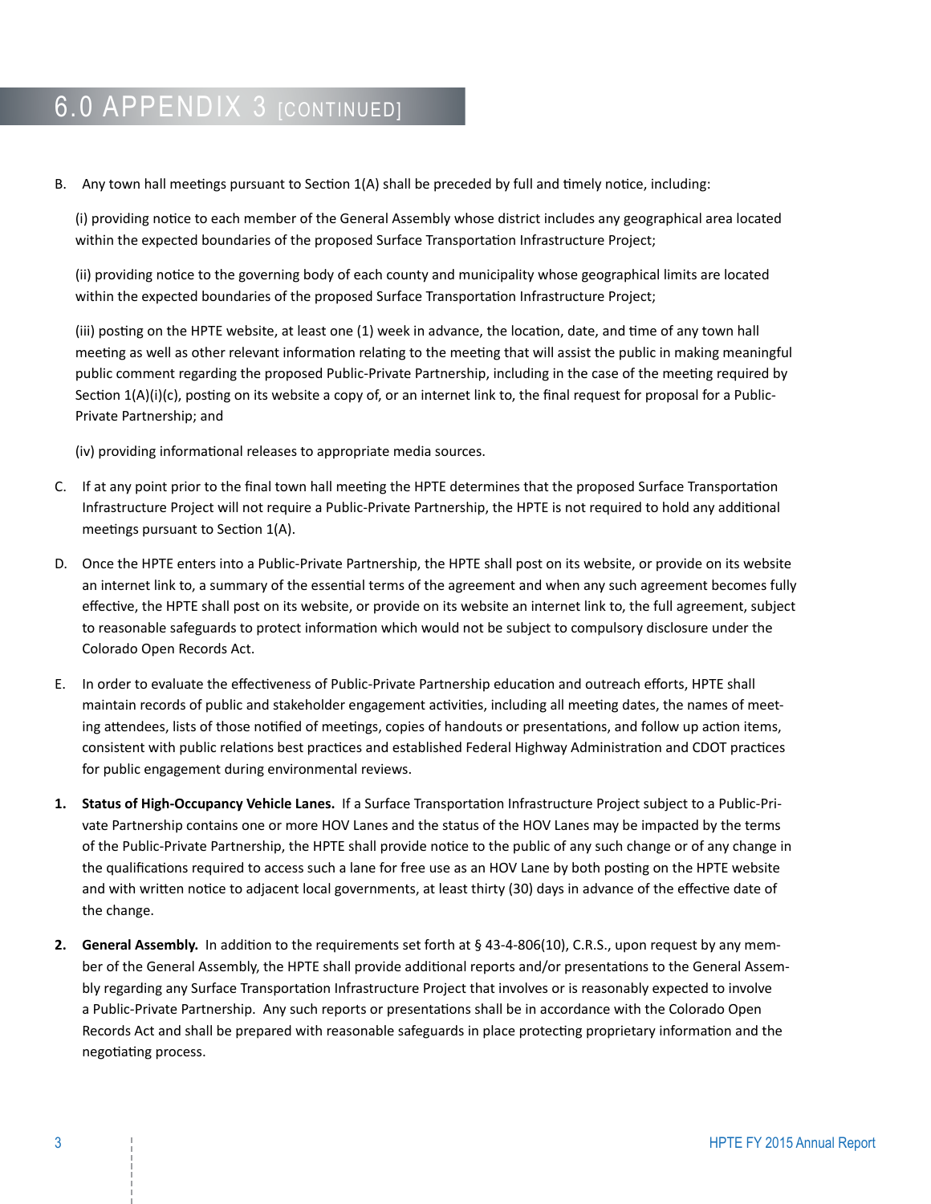# 6.0 APPENDIX 3 [CONTINUED]

B. Any town hall meetings pursuant to Section 1(A) shall be preceded by full and timely notice, including:

(i) providing notice to each member of the General Assembly whose district includes any geographical area located within the expected boundaries of the proposed Surface Transportation Infrastructure Project;

(ii) providing notice to the governing body of each county and municipality whose geographical limits are located within the expected boundaries of the proposed Surface Transportation Infrastructure Project;

(iii) posting on the HPTE website, at least one (1) week in advance, the location, date, and time of any town hall meeting as well as other relevant information relating to the meeting that will assist the public in making meaningful public comment regarding the proposed Public-Private Partnership, including in the case of the meeting required by Section 1(A)(i)(c), posting on its website a copy of, or an internet link to, the final request for proposal for a Public-Private Partnership; and

(iv) providing informational releases to appropriate media sources.

C. If at any point prior to the final town hall meeting the HPTE determines that the proposed Surface Transportation Infrastructure Project will not require a Public-Private Partnership, the HPTE is not required to hold any additional meetings pursuant to Section 1(A).

D. Once the HPTE enters into a Public-Private Partnership, the HPTE shall post on its website, or provide on its website an internet link to, a summary of the essential terms of the agreement and when any such agreement becomes fully effective, the HPTE shall post on its website, or provide on its website an internet link to, the full agreement, subject to reasonable safeguards to protect information which would not be subject to compulsory disclosure under the Colorado Open Records Act.

E. In order to evaluate the effectiveness of Public-Private Partnership education and outreach efforts, HPTE shall maintain records of public and stakeholder engagement activities, including all meeting dates, the names of meeting attendees, lists of those notified of meetings, copies of handouts or presentations, and follow up action items, consistent with public relations best practices and established Federal Highway Administration and CDOT practices for public engagement during environmental reviews.

1. **Status of High-Occupancy Vehicle Lanes.** If a Surface Transportation Infrastructure Project subject to a Public-Private Partnership contains one or more HOV Lanes and the status of the HOV Lanes may be impacted by the terms of the Public-Private Partnership, the HPTE shall provide notice to the public of any such change or of any change in the qualifications required to access such a lane for free use as an HOV Lane by both posting on the HPTE website and with written notice to adjacent local governments, at least thirty (30) days in advance of the effective date of the change.

2. **General Assembly.** In addition to the requirements set forth at § 43-4-806(10), C.R.S., upon request by any member of the General Assembly, the HPTE shall provide additional reports and/or presentations to the General Assembly regarding any Surface Transportation Infrastructure Project that involves or is reasonably expected to involve a Public-Private Partnership. Any such reports or presentations shall be in accordance with the Colorado Open Records Act and shall be prepared with reasonable safeguards in place protecting proprietary information and the negotiating process.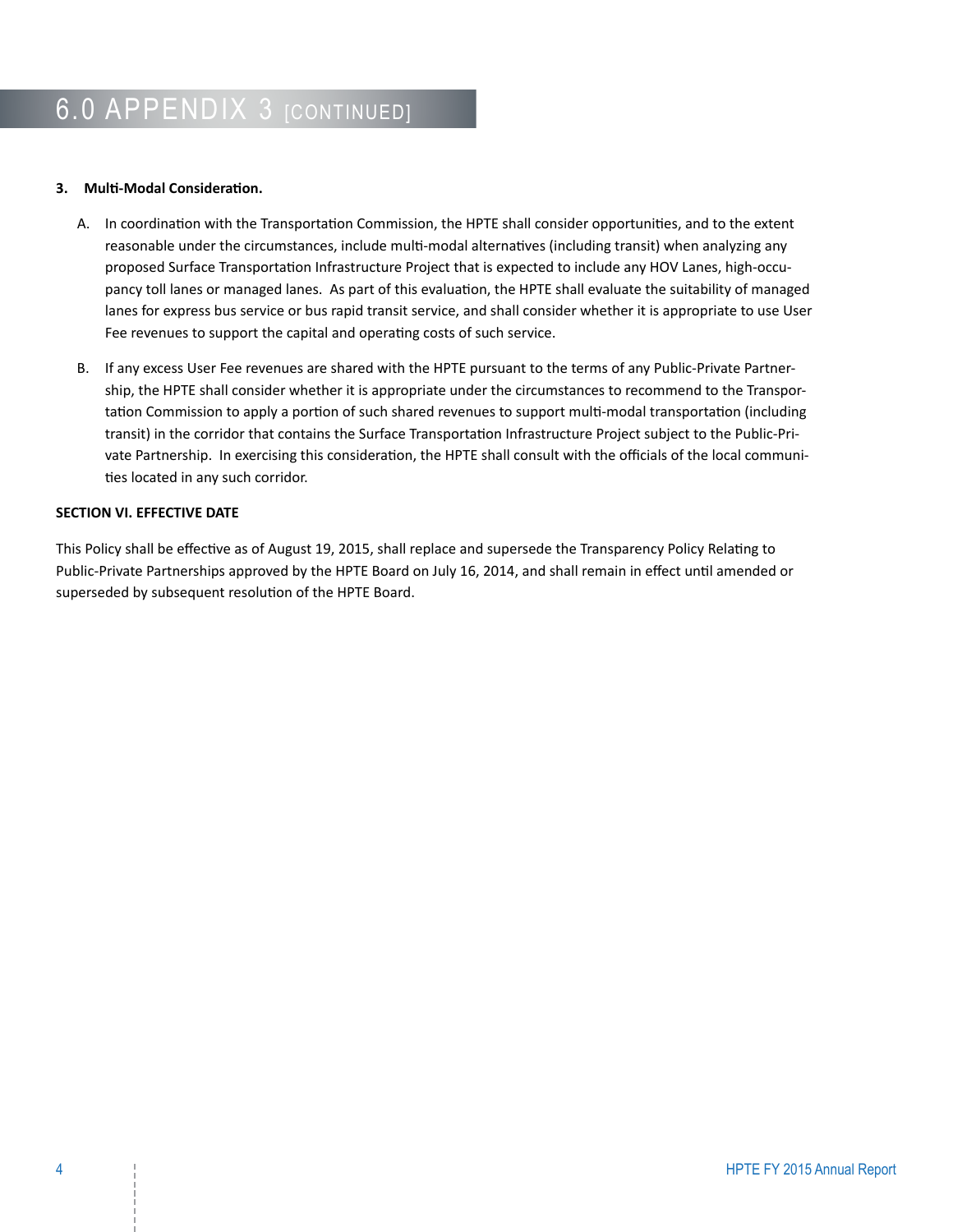# 6.0 APPENDIX 3 [CONTINUED]

**3. Multi-Modal Consideration.**

A. In coordination with the Transportation Commission, the HPTE shall consider opportunities, and to the extent reasonable under the circumstances, include multi-modal alternatives (including transit) when analyzing any proposed Surface Transportation Infrastructure Project that is expected to include any HOV Lanes, high-occupancy toll lanes or managed lanes. As part of this evaluation, the HPTE shall evaluate the suitability of managed lanes for express bus service or bus rapid transit service, and shall consider whether it is appropriate to use User Fee revenues to support the capital and operating costs of such service.

B. If any excess User Fee revenues are shared with the HPTE pursuant to the terms of any Public-Private Partnership, the HPTE shall consider whether it is appropriate under the circumstances to recommend to the Transportation Commission to apply a portion of such shared revenues to support multi-modal transportation (including transit) in the corridor that contains the Surface Transportation Infrastructure Project subject to the Public-Private Partnership. In exercising this consideration, the HPTE shall consult with the officials of the local communities located in any such corridor.

**SECTION VI. EFFECTIVE DATE**

This Policy shall be effective as of August 19, 2015, shall replace and supersede the Transparency Policy Relating to Public-Private Partnerships approved by the HPTE Board on July 16, 2014, and shall remain in effect until amended or superseded by subsequent resolution of the HPTE Board.